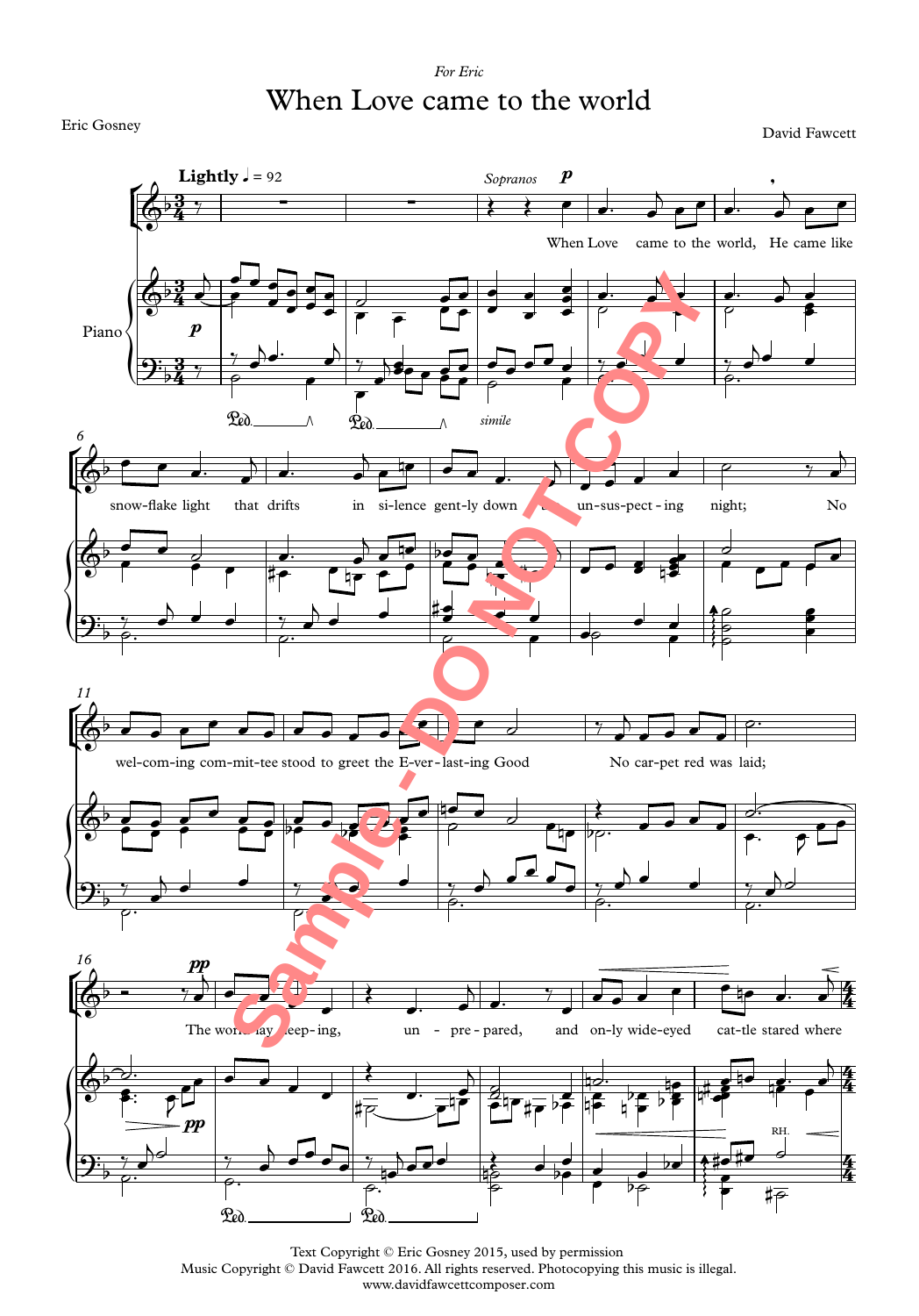*For Eric*

# When Love came to the world

Eric Gosney

David Fawcett

Text Copyright © Eric Gosney 2015, used by permission
Music Copyright © David Fawcett 2016. All rights reserved. Photocopying this music is illegal.
www.davidfawcettcomposer.com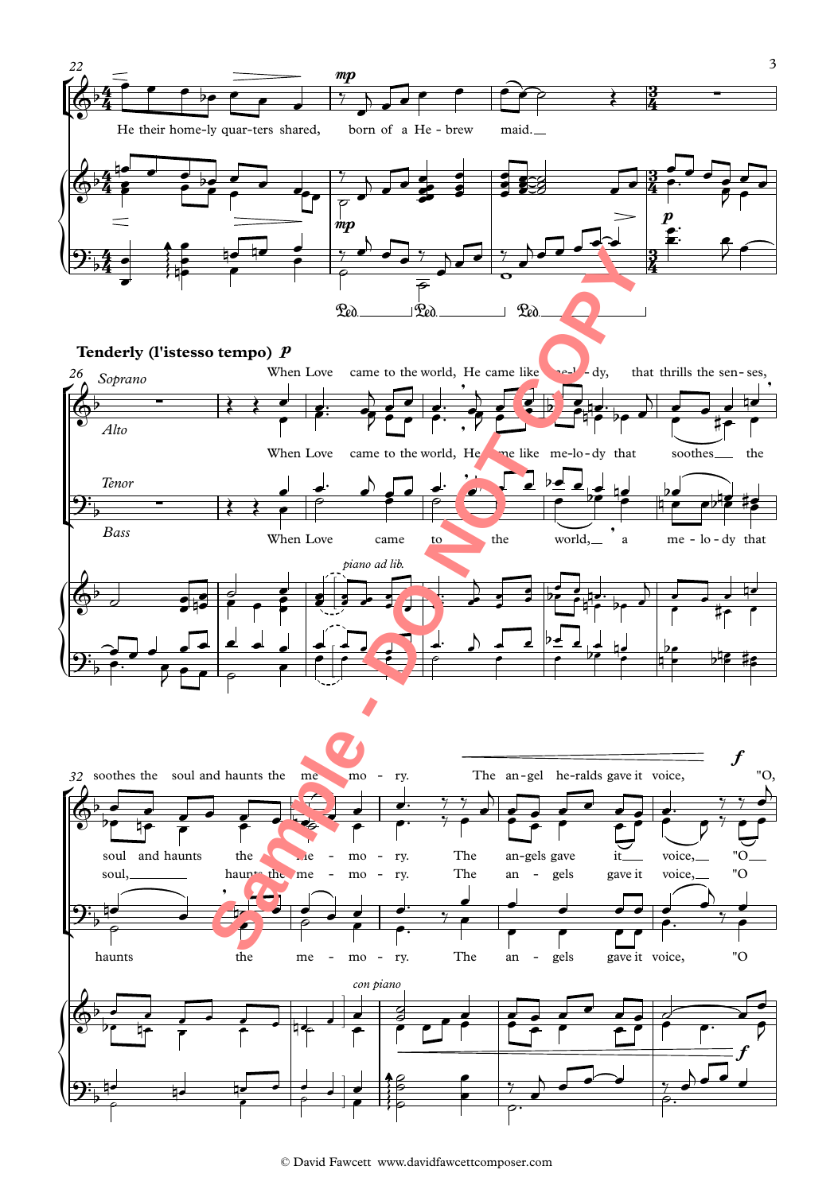He their home-ly quar-ters shared, born of a He-brew maid.

**Tenderly (l'istesso tempo)** *p*

Soprano: When Love came to the world, He came like me-lo-dy, that thrills the sen-ses, soothes the soul and haunts the me-mo-ry. The an-gel he-ralds gave it voice, "O,

Alto: When Love came to the world, He came like me-lo-dy that soothes the soul and haunts the me-mo-ry. The an-gels gave it voice, "O

Tenor: soul, haunts the me-mo-ry. The an-gels gave it voice, "O

Bass: When Love came to the world, a me-lo-dy that haunts the me-mo-ry. The an-gels gave it voice, "O

*piano ad lib.*

*con piano*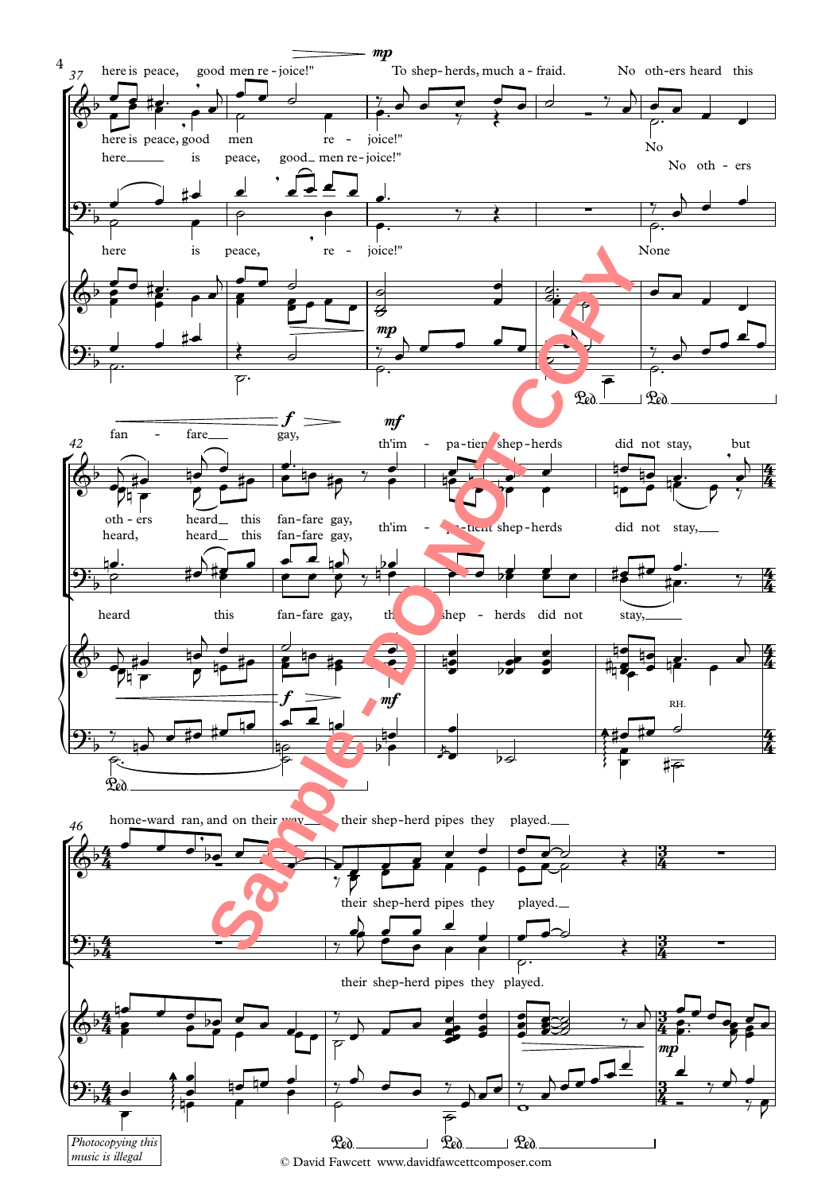here is peace, good men re - joice!" To shep - herds, much a - fraid. No oth - ers heard this

here is peace, good men re - joice!" No

here is peace, good men re - joice!" No oth - ers

here is peace, re - joice!" None

fan - fare gay, th'im - pa - tient shep - herds did not stay, but

oth - ers heard this fan - fare gay, th'im - pa - tient shep - herds did not stay,

heard, heard this fan - fare gay,

heard this fan - fare gay, th'im - pa - tient shep - herds did not stay,

home - ward ran, and on their way their shep - herd pipes they played.

their shep - herd pipes they played.

their shep - herd pipes they played.

Sample - DO NOT COPY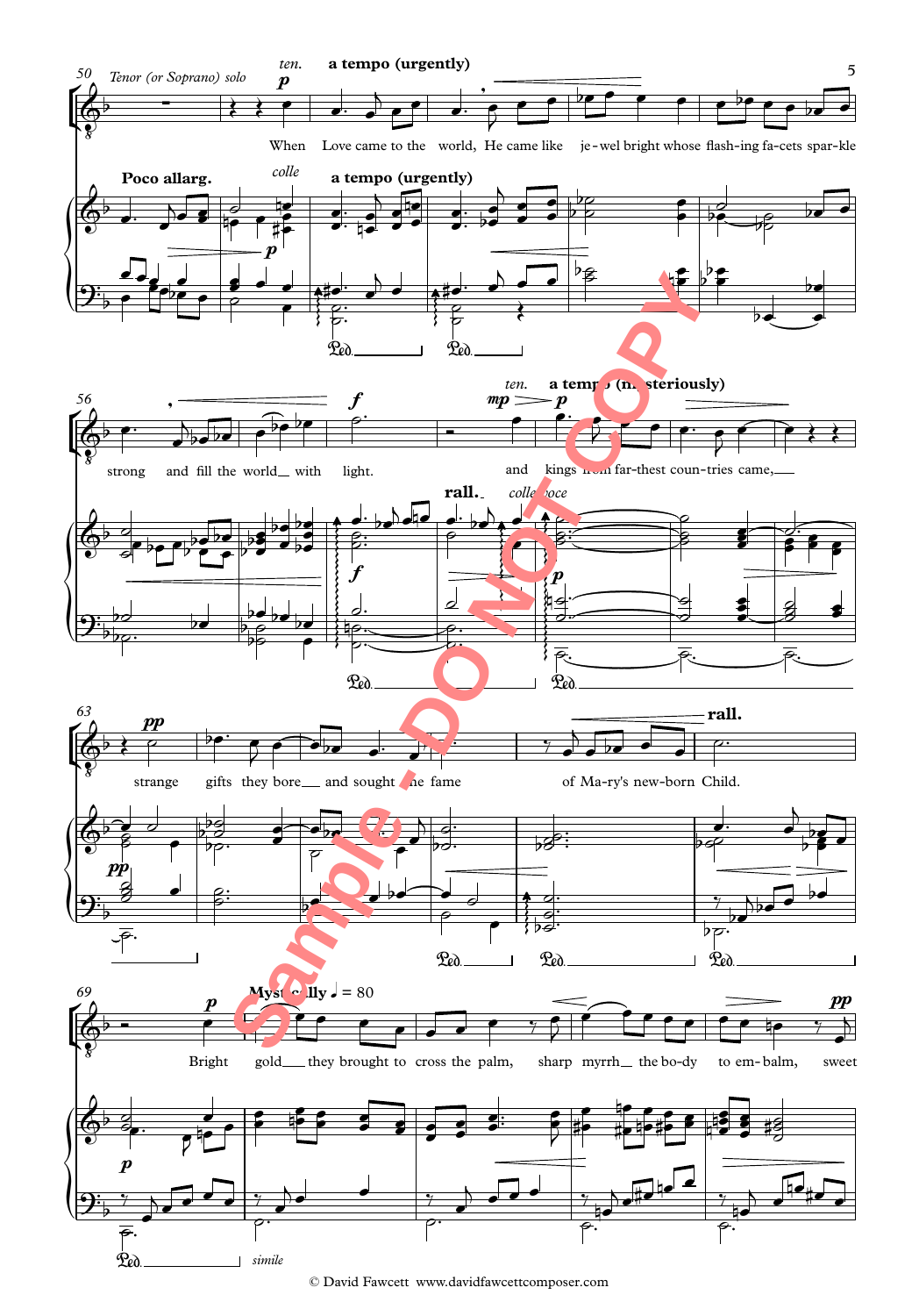Tenor (or Soprano) solo

*ten.* **a tempo (urgently)**

When Love came to the world, He came like jewel bright whose flashing facets sparkle strong and fill the world with light.

**Poco allarg.** *colle* **a tempo (urgently)**

*ten.* **a tempo (mysteriously)**

and kings from far-thest coun-tries came,

**rall.** *colla voce*

strange gifts they bore and sought the fame of Ma-ry's new-born Child.

**rall.**

**Mystically** ♩ = 80

Bright gold they brought to cross the palm, sharp myrrh the bo-dy to em-balm, sweet

*simile*

Sample - DO NOT COPY

© David Fawcett www.davidfawcettcomposer.com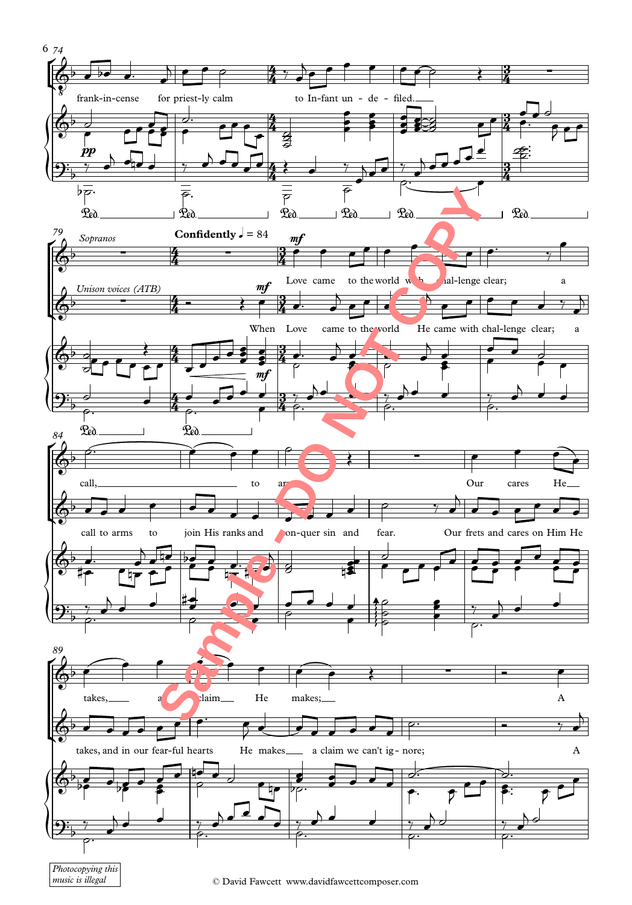*Sopranos*

*Unison voices (ATB)*

**Confidently** ♩ = 84

frank-in-cense for priest-ly calm to In-fant un - de - filed.

Love came to the world with chal-lenge clear; a call, to arms

When Love came to the world He came with chal-lenge clear; a call to arms to join His ranks and con-quer sin and fear.

Our cares He takes, a claim He makes; A

Our frets and cares on Him He takes, and in our fear-ful hearts He makes a claim we can't ig - nore; A

*Photocopying this music is illegal*

© David Fawcett www.davidfawcettcomposer.com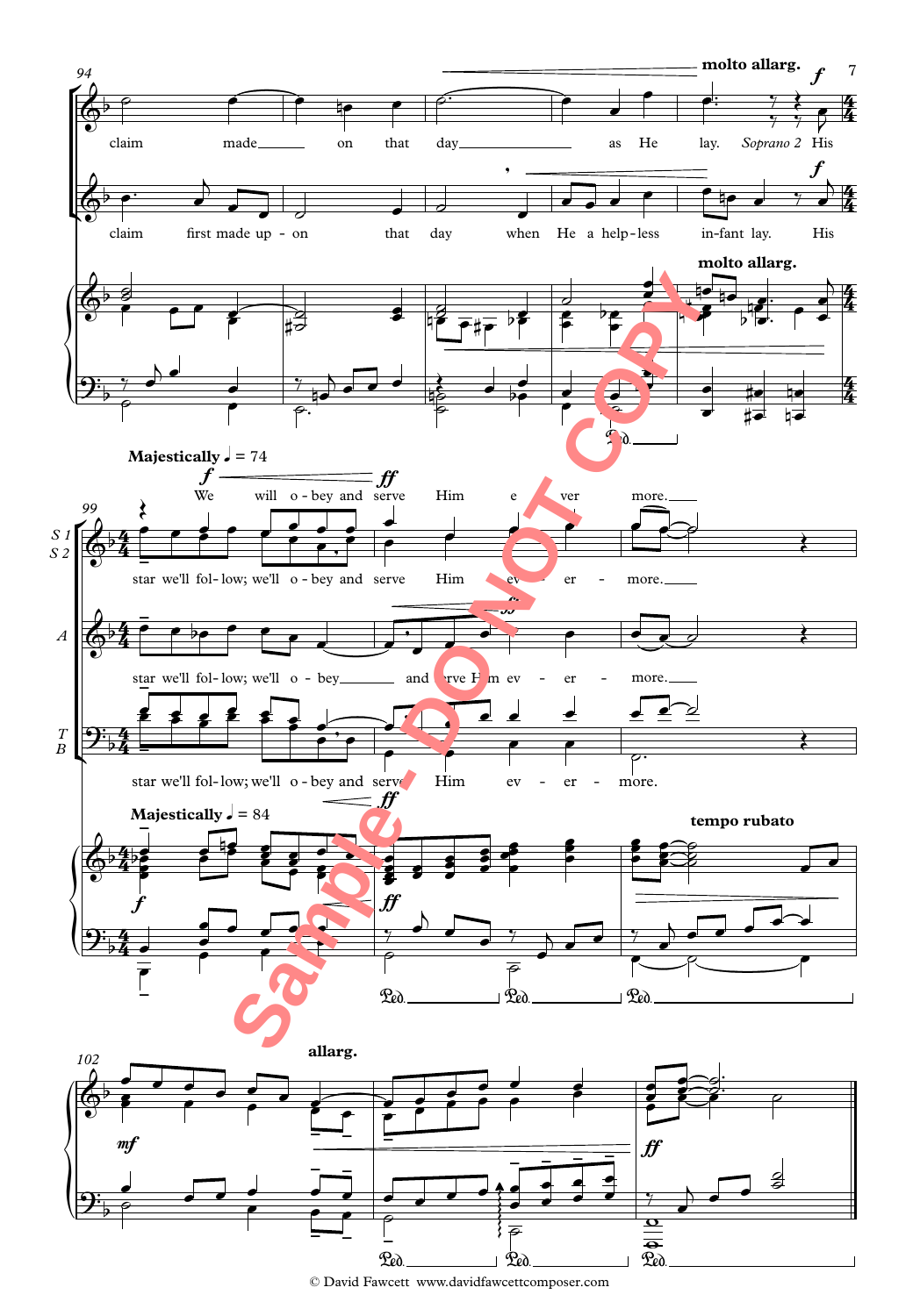molto allarg.

Soprano 2

molto allarg.

Majestically ♩ = 74

Majestically ♩ = 84

tempo rubato

allarg.

claim made on that day as He lay. His

claim first made up - on that day when He a help-less in-fant lay. His

We will o - bey and serve Him e - ver more.

star we'll fol - low; we'll o - bey and serve Him ev - er - more.

star we'll fol - low; we'll o - bey and serve Him ev - er - more.

star we'll fol - low; we'll o - bey and serve Him ev - er - more.

Sample - DO NOT COPY

© David Fawcett www.davidfawcettcomposer.com